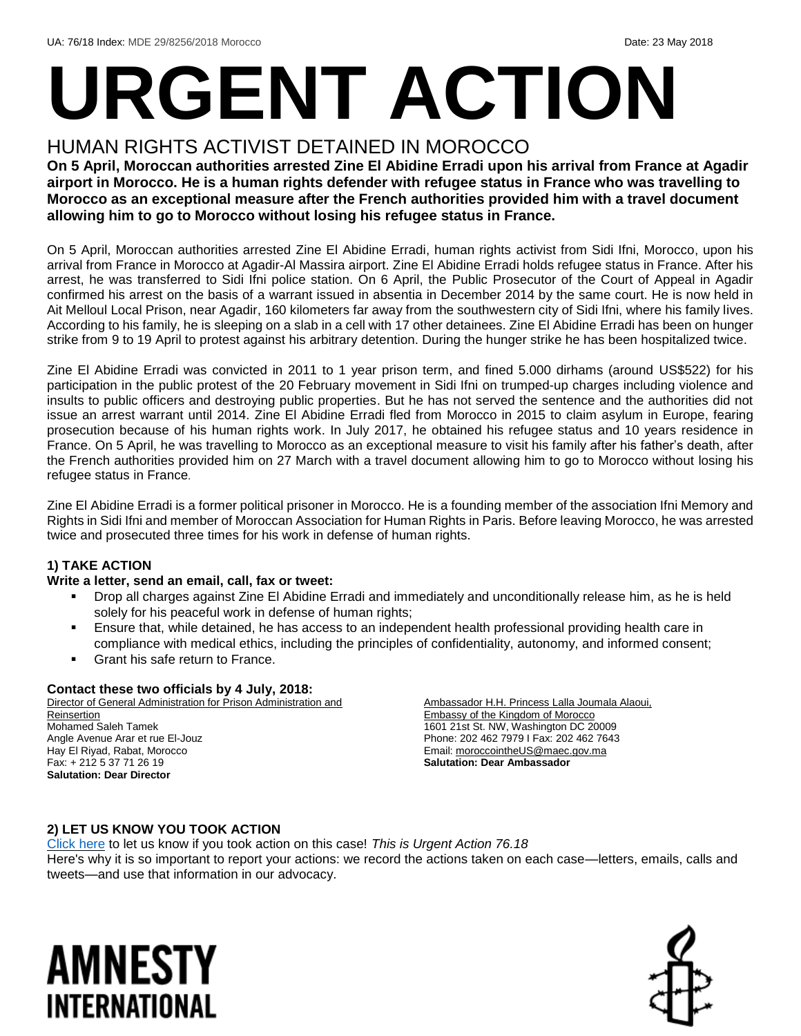UA: 76/18 Index: MDE 29/8256/2018 Morocco Date: 23 May 2018

# URGENT ACTION

## HUMAN RIGHTS ACTIVIST DETAINED IN MOROCCO

**On 5 April, Moroccan authorities arrested Zine El Abidine Erradi upon his arrival from France at Agadir airport in Morocco. He is a human rights defender with refugee status in France who was travelling to Morocco as an exceptional measure after the French authorities provided him with a travel document allowing him to go to Morocco without losing his refugee status in France.**

On 5 April, Moroccan authorities arrested Zine El Abidine Erradi, human rights activist from Sidi Ifni, Morocco, upon his arrival from France in Morocco at Agadir-Al Massira airport. Zine El Abidine Erradi holds refugee status in France. After his arrest, he was transferred to Sidi Ifni police station. On 6 April, the Public Prosecutor of the Court of Appeal in Agadir confirmed his arrest on the basis of a warrant issued in absentia in December 2014 by the same court. He is now held in Ait Melloul Local Prison, near Agadir, 160 kilometers far away from the southwestern city of Sidi Ifni, where his family lives. According to his family, he is sleeping on a slab in a cell with 17 other detainees. Zine El Abidine Erradi has been on hunger strike from 9 to 19 April to protest against his arbitrary detention. During the hunger strike he has been hospitalized twice.

Zine El Abidine Erradi was convicted in 2011 to 1 year prison term, and fined 5.000 dirhams (around US$522) for his participation in the public protest of the 20 February movement in Sidi Ifni on trumped-up charges including violence and insults to public officers and destroying public properties. But he has not served the sentence and the authorities did not issue an arrest warrant until 2014. Zine El Abidine Erradi fled from Morocco in 2015 to claim asylum in Europe, fearing prosecution because of his human rights work. In July 2017, he obtained his refugee status and 10 years residence in France. On 5 April, he was travelling to Morocco as an exceptional measure to visit his family after his father's death, after the French authorities provided him on 27 March with a travel document allowing him to go to Morocco without losing his refugee status in France.

Zine El Abidine Erradi is a former political prisoner in Morocco. He is a founding member of the association Ifni Memory and Rights in Sidi Ifni and member of Moroccan Association for Human Rights in Paris. Before leaving Morocco, he was arrested twice and prosecuted three times for his work in defense of human rights.

### 1) TAKE ACTION

**Write a letter, send an email, call, fax or tweet:**

- Drop all charges against Zine El Abidine Erradi and immediately and unconditionally release him, as he is held solely for his peaceful work in defense of human rights;
- Ensure that, while detained, he has access to an independent health professional providing health care in compliance with medical ethics, including the principles of confidentiality, autonomy, and informed consent;
- Grant his safe return to France.

**Contact these two officials by 4 July, 2018:**

Director of General Administration for Prison Administration and Reinsertion
Mohamed Saleh Tamek
Angle Avenue Arar et rue El-Jouz
Hay El Riyad, Rabat, Morocco
Fax: + 212 5 37 71 26 19
**Salutation: Dear Director**

Ambassador H.H. Princess Lalla Joumala Alaoui,
Embassy of the Kingdom of Morocco
1601 21st St. NW, Washington DC 20009
Phone: 202 462 7979 I Fax: 202 462 7643
Email: moroccointheUS@maec.gov.ma
**Salutation: Dear Ambassador**

### 2) LET US KNOW YOU TOOK ACTION

Click here to let us know if you took action on this case! *This is Urgent Action 76.18*
Here's why it is so important to report your actions: we record the actions taken on each case—letters, emails, calls and tweets—and use that information in our advocacy.

AMNESTY INTERNATIONAL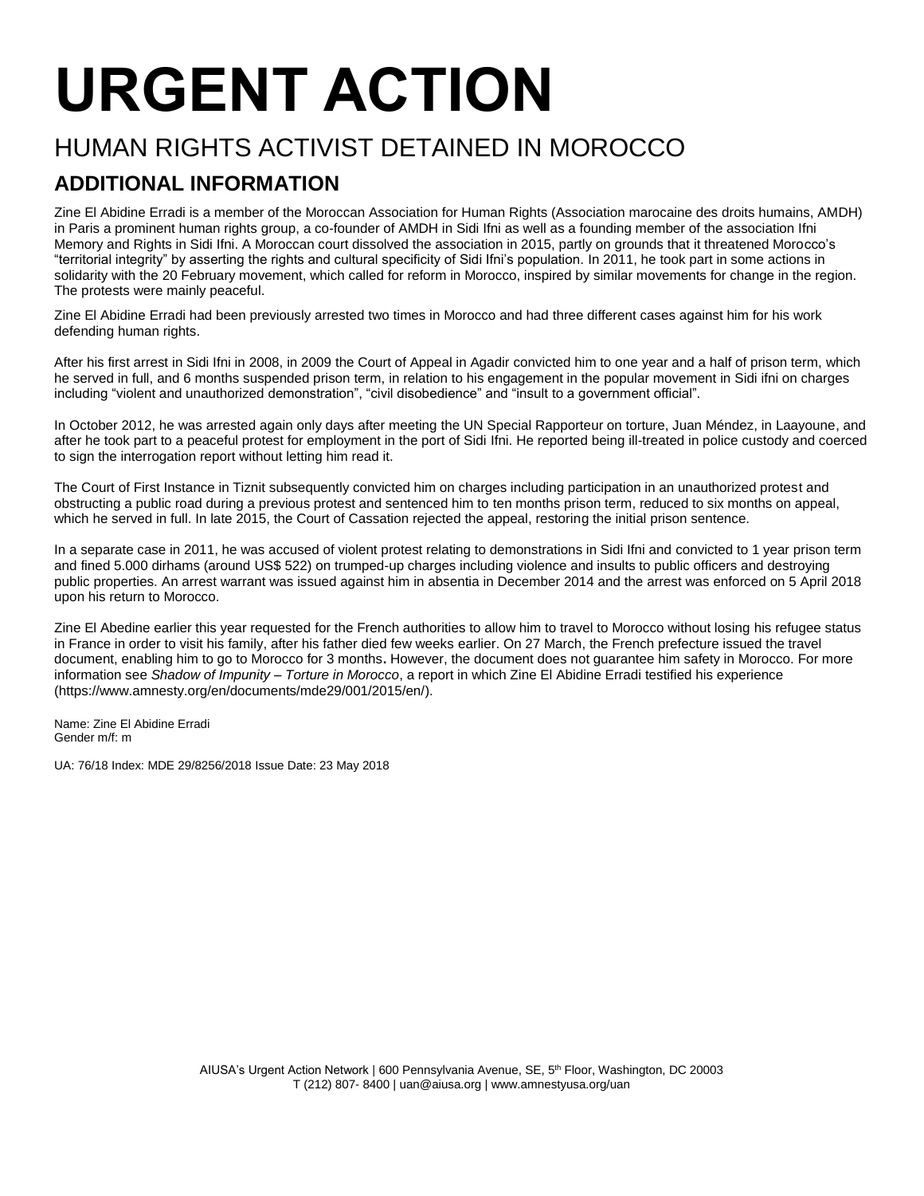# URGENT ACTION

## HUMAN RIGHTS ACTIVIST DETAINED IN MOROCCO

### ADDITIONAL INFORMATION

Zine El Abidine Erradi is a member of the Moroccan Association for Human Rights (Association marocaine des droits humains, AMDH) in Paris a prominent human rights group, a co-founder of AMDH in Sidi Ifni as well as a founding member of the association Ifni Memory and Rights in Sidi Ifni. A Moroccan court dissolved the association in 2015, partly on grounds that it threatened Morocco's "territorial integrity" by asserting the rights and cultural specificity of Sidi Ifni's population. In 2011, he took part in some actions in solidarity with the 20 February movement, which called for reform in Morocco, inspired by similar movements for change in the region. The protests were mainly peaceful.

Zine El Abidine Erradi had been previously arrested two times in Morocco and had three different cases against him for his work defending human rights.

After his first arrest in Sidi Ifni in 2008, in 2009 the Court of Appeal in Agadir convicted him to one year and a half of prison term, which he served in full, and 6 months suspended prison term, in relation to his engagement in the popular movement in Sidi ifni on charges including "violent and unauthorized demonstration", "civil disobedience" and "insult to a government official".

In October 2012, he was arrested again only days after meeting the UN Special Rapporteur on torture, Juan Méndez, in Laayoune, and after he took part to a peaceful protest for employment in the port of Sidi Ifni. He reported being ill-treated in police custody and coerced to sign the interrogation report without letting him read it.

The Court of First Instance in Tiznit subsequently convicted him on charges including participation in an unauthorized protest and obstructing a public road during a previous protest and sentenced him to ten months prison term, reduced to six months on appeal, which he served in full. In late 2015, the Court of Cassation rejected the appeal, restoring the initial prison sentence.

In a separate case in 2011, he was accused of violent protest relating to demonstrations in Sidi Ifni and convicted to 1 year prison term and fined 5.000 dirhams (around US$ 522) on trumped-up charges including violence and insults to public officers and destroying public properties. An arrest warrant was issued against him in absentia in December 2014 and the arrest was enforced on 5 April 2018 upon his return to Morocco.

Zine El Abedine earlier this year requested for the French authorities to allow him to travel to Morocco without losing his refugee status in France in order to visit his family, after his father died few weeks earlier. On 27 March, the French prefecture issued the travel document, enabling him to go to Morocco for 3 months**.** However, the document does not guarantee him safety in Morocco. For more information see *Shadow of Impunity – Torture in Morocco*, a report in which Zine El Abidine Erradi testified his experience (https://www.amnesty.org/en/documents/mde29/001/2015/en/).

Name: Zine El Abidine Erradi
Gender m/f: m

UA: 76/18 Index: MDE 29/8256/2018 Issue Date: 23 May 2018

AIUSA's Urgent Action Network | 600 Pennsylvania Avenue, SE, 5th Floor, Washington, DC 20003
T (212) 807- 8400 | uan@aiusa.org | www.amnestyusa.org/uan